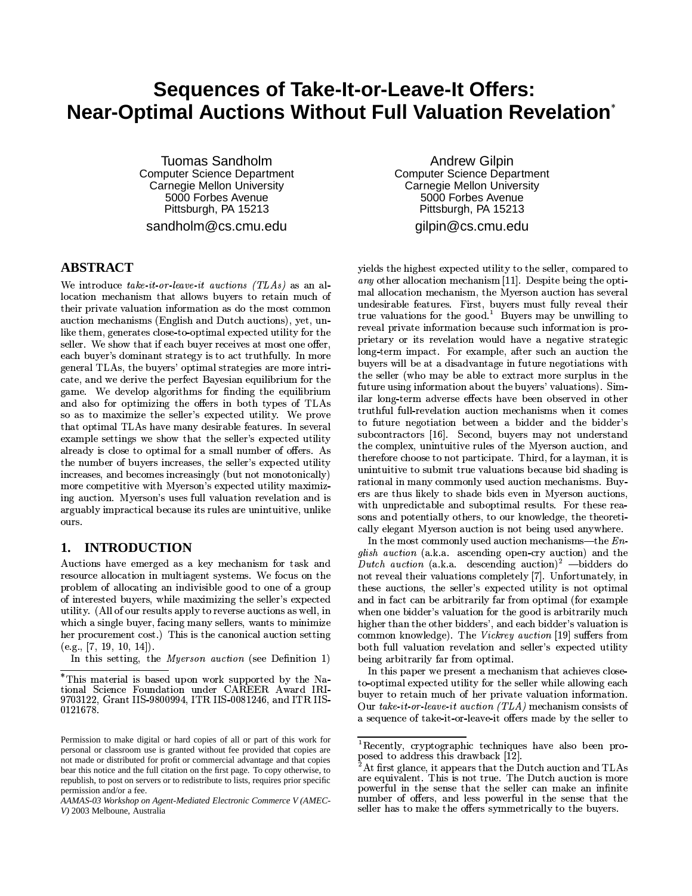# Sequences of Take-It-or-Leave-It Offers: Near-Optimal Auctions Without Full Valuation Revelation*

Tuomas Sandholm
Computer Science Department
Carnegie Mellon University
5000 Forbes Avenue
Pittsburgh, PA 15213
sandholm@cs.cmu.edu

Andrew Gilpin
Computer Science Department
Carnegie Mellon University
5000 Forbes Avenue
Pittsburgh, PA 15213
gilpin@cs.cmu.edu

## ABSTRACT

We introduce *take-it-or-leave-it auctions (TLAs)* as an allocation mechanism that allows buyers to retain much of their private valuation information as do the most common auction mechanisms (English and Dutch auctions), yet, unlike them, generates close-to-optimal expected utility for the seller. We show that if each buyer receives at most one offer, each buyer's dominant strategy is to act truthfully. In more general TLAs, the buyers' optimal strategies are more intricate, and we derive the perfect Bayesian equilibrium for the game. We develop algorithms for finding the equilibrium and also for optimizing the offers in both types of TLAs so as to maximize the seller's expected utility. We prove that optimal TLAs have many desirable features. In several example settings we show that the seller's expected utility already is close to optimal for a small number of offers. As the number of buyers increases, the seller's expected utility increases, and becomes increasingly (but not monotonically) more competitive with Myerson's expected utility maximizing auction. Myerson's uses full valuation revelation and is arguably impractical because its rules are unintuitive, unlike ours.

## 1. INTRODUCTION

Auctions have emerged as a key mechanism for task and resource allocation in multiagent systems. We focus on the problem of allocating an indivisible good to one of a group of interested buyers, while maximizing the seller's expected utility. (All of our results apply to reverse auctions as well, in which a single buyer, facing many sellers, wants to minimize her procurement cost.) This is the canonical auction setting (e.g., [7, 19, 10, 14]).

In this setting, the *Myerson auction* (see Definition 1) yields the highest expected utility to the seller, compared to *any* other allocation mechanism [11]. Despite being the optimal allocation mechanism, the Myerson auction has several undesirable features. First, buyers must fully reveal their true valuations for the good.[1] Buyers may be unwilling to reveal private information because such information is proprietary or its revelation would have a negative strategic long-term impact. For example, after such an auction the buyers will be at a disadvantage in future negotiations with the seller (who may be able to extract more surplus in the future using information about the buyers' valuations). Similar long-term adverse effects have been observed in other truthful full-revelation auction mechanisms when it comes to future negotiation between a bidder and the bidder's subcontractors [16]. Second, buyers may not understand the complex, unintuitive rules of the Myerson auction, and therefore choose to not participate. Third, for a layman, it is unintuitive to submit true valuations because bid shading is rational in many commonly used auction mechanisms. Buyers are thus likely to shade bids even in Myerson auctions, with unpredictable and suboptimal results. For these reasons and potentially others, to our knowledge, the theoretically elegant Myerson auction is not being used anywhere.

In the most commonly used auction mechanisms—the *English auction* (a.k.a. ascending open-cry auction) and the *Dutch auction* (a.k.a. descending auction)[2] —bidders do not reveal their valuations completely [7]. Unfortunately, in these auctions, the seller's expected utility is not optimal and in fact can be arbitrarily far from optimal (for example when one bidder's valuation for the good is arbitrarily much higher than the other bidders', and each bidder's valuation is common knowledge). The *Vickrey auction* [19] suffers from both full valuation revelation and seller's expected utility being arbitrarily far from optimal.

In this paper we present a mechanism that achieves close-to-optimal expected utility for the seller while allowing each buyer to retain much of her private valuation information. Our *take-it-or-leave-it auction (TLA)* mechanism consists of a sequence of take-it-or-leave-it offers made by the seller to

*This material is based upon work supported by the National Science Foundation under CAREER Award IRI-9703122, Grant IIS-9800994, ITR IIS-0081246, and ITR IIS-0121678.

Permission to make digital or hard copies of all or part of this work for personal or classroom use is granted without fee provided that copies are not made or distributed for profit or commercial advantage and that copies bear this notice and the full citation on the first page. To copy otherwise, to republish, to post on servers or to redistribute to lists, requires prior specific permission and/or a fee.
*AAMAS-03 Workshop on Agent-Mediated Electronic Commerce V (AMEC-V)* 2003 Melboune, Australia

[1] Recently, cryptographic techniques have also been proposed to address this drawback [12].

[2] At first glance, it appears that the Dutch auction and TLAs are equivalent. This is not true. The Dutch auction is more powerful in the sense that the seller can make an infinite number of offers, and less powerful in the sense that the seller has to make the offers symmetrically to the buyers.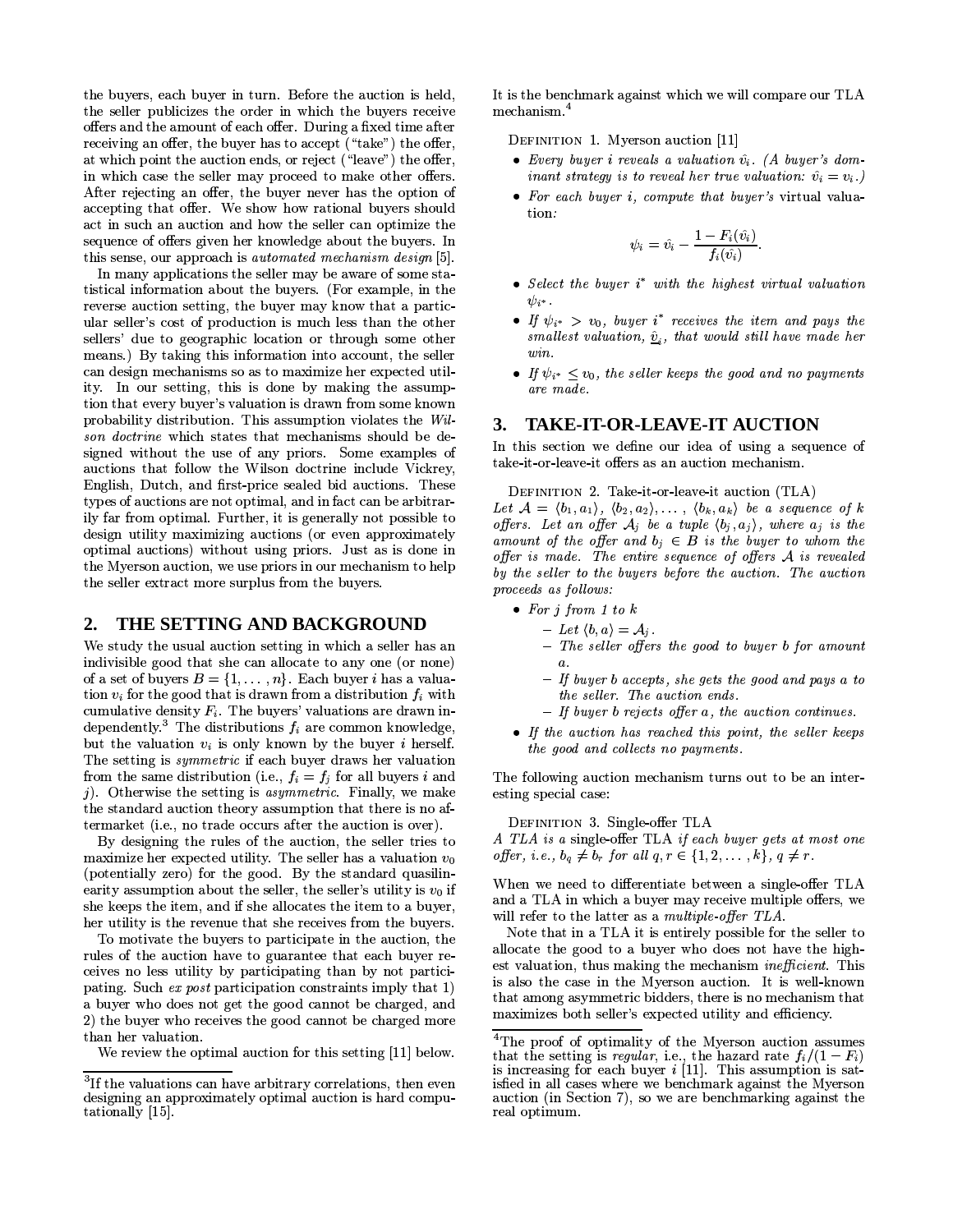the buyers, each buyer in turn. Before the auction is held, the seller publicizes the order in which the buyers receive offers and the amount of each offer. During a fixed time after receiving an offer, the buyer has to accept ("take") the offer, at which point the auction ends, or reject ("leave") the offer, in which case the seller may proceed to make other offers. After rejecting an offer, the buyer never has the option of accepting that offer. We show how rational buyers should act in such an auction and how the seller can optimize the sequence of offers given her knowledge about the buyers. In this sense, our approach is *automated mechanism design* [5].

In many applications the seller may be aware of some statistical information about the buyers. (For example, in the reverse auction setting, the buyer may know that a particular seller's cost of production is much less than the other sellers' due to geographic location or through some other means.) By taking this information into account, the seller can design mechanisms so as to maximize her expected utility. In our setting, this is done by making the assumption that every buyer's valuation is drawn from some known probability distribution. This assumption violates the *Wilson doctrine* which states that mechanisms should be designed without the use of any priors. Some examples of auctions that follow the Wilson doctrine include Vickrey, English, Dutch, and first-price sealed bid auctions. These types of auctions are not optimal, and in fact can be arbitrarily far from optimal. Further, it is generally not possible to design utility maximizing auctions (or even approximately optimal auctions) without using priors. Just as is done in the Myerson auction, we use priors in our mechanism to help the seller extract more surplus from the buyers.

## 2. THE SETTING AND BACKGROUND

We study the usual auction setting in which a seller has an indivisible good that she can allocate to any one (or none) of a set of buyers $B = \{1, \ldots, n\}$. Each buyer $i$ has a valuation $v_i$ for the good that is drawn from a distribution $f_i$ with cumulative density $F_i$. The buyers' valuations are drawn independently.[3] The distributions $f_i$ are common knowledge, but the valuation $v_i$ is only known by the buyer $i$ herself. The setting is *symmetric* if each buyer draws her valuation from the same distribution (i.e., $f_i = f_j$ for all buyers $i$ and $j$). Otherwise the setting is *asymmetric*. Finally, we make the standard auction theory assumption that there is no aftermarket (i.e., no trade occurs after the auction is over).

By designing the rules of the auction, the seller tries to maximize her expected utility. The seller has a valuation $v_0$ (potentially zero) for the good. By the standard quasilinearity assumption about the seller, the seller's utility is $v_0$ if she keeps the item, and if she allocates the item to a buyer, her utility is the revenue that she receives from the buyers.

To motivate the buyers to participate in the auction, the rules of the auction have to guarantee that each buyer receives no less utility by participating than by not participating. Such *ex post* participation constraints imply that 1) a buyer who does not get the good cannot be charged, and 2) the buyer who receives the good cannot be charged more than her valuation.

We review the optimal auction for this setting [11] below.

[3]If the valuations can have arbitrary correlations, then even designing an approximately optimal auction is hard computationally [15].

It is the benchmark against which we will compare our TLA mechanism.[4]

DEFINITION 1. Myerson auction [11]

- *Every buyer $i$ reveals a valuation $\hat{v}_i$. (A buyer's dominant strategy is to reveal her true valuation: $\hat{v}_i = v_i$.)*
- *For each buyer $i$, compute that buyer's* virtual valuation*:*

$$\psi_i = \hat{v}_i - \frac{1 - F_i(\hat{v}_i)}{f_i(\hat{v}_i)}.$$

- *Select the buyer $i^*$ with the highest virtual valuation $\psi_{i^*}$.*
- *If $\psi_{i^*} > v_0$, buyer $i^*$ receives the item and pays the smallest valuation, $\underline{\hat{v}}_i$, that would still have made her win.*
- *If $\psi_{i^*} \leq v_0$, the seller keeps the good and no payments are made.*

## 3. TAKE-IT-OR-LEAVE-IT AUCTION

In this section we define our idea of using a sequence of take-it-or-leave-it offers as an auction mechanism.

DEFINITION 2. Take-it-or-leave-it auction (TLA)
*Let $\mathcal{A} = \langle b_1, a_1 \rangle, \langle b_2, a_2 \rangle, \ldots, \langle b_k, a_k \rangle$ be a sequence of $k$ offers. Let an offer $\mathcal{A}_j$ be a tuple $\langle b_j, a_j \rangle$, where $a_j$ is the amount of the offer and $b_j \in B$ is the buyer to whom the offer is made. The entire sequence of offers $\mathcal{A}$ is revealed by the seller to the buyers before the auction. The auction proceeds as follows:*

- *For $j$ from 1 to $k$*
  - *Let $\langle b, a \rangle = \mathcal{A}_j$.*
  - *The seller offers the good to buyer $b$ for amount $a$.*
  - *If buyer $b$ accepts, she gets the good and pays $a$ to the seller. The auction ends.*
  - *If buyer $b$ rejects offer $a$, the auction continues.*
- *If the auction has reached this point, the seller keeps the good and collects no payments.*

The following auction mechanism turns out to be an interesting special case:

DEFINITION 3. Single-offer TLA
*A TLA is a* single-offer TLA *if each buyer gets at most one offer, i.e., $b_q \neq b_r$ for all $q, r \in \{1, 2, \ldots, k\}$, $q \neq r$.*

When we need to differentiate between a single-offer TLA and a TLA in which a buyer may receive multiple offers, we will refer to the latter as a *multiple-offer TLA*.

Note that in a TLA it is entirely possible for the seller to allocate the good to a buyer who does not have the highest valuation, thus making the mechanism *inefficient*. This is also the case in the Myerson auction. It is well-known that among asymmetric bidders, there is no mechanism that maximizes both seller's expected utility and efficiency.

[4]The proof of optimality of the Myerson auction assumes that the setting is *regular*, i.e., the hazard rate $f_i/(1 - F_i)$ is increasing for each buyer $i$ [11]. This assumption is satisfied in all cases where we benchmark against the Myerson auction (in Section 7), so we are benchmarking against the real optimum.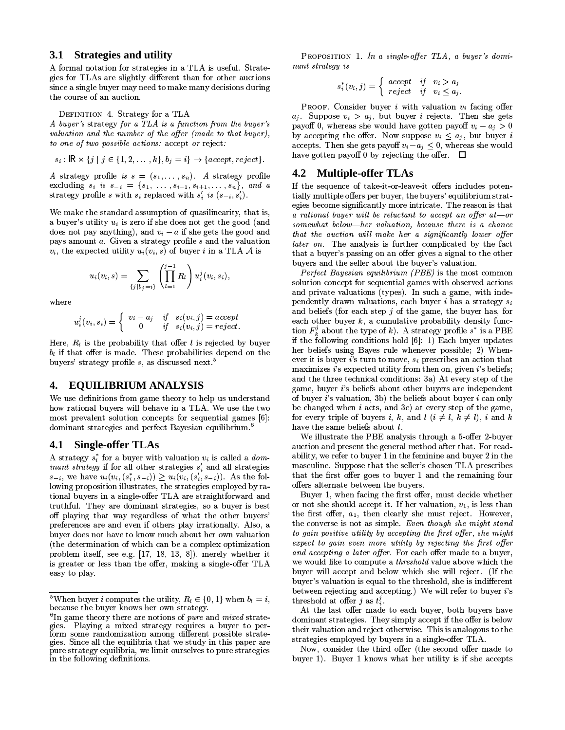### 3.1 Strategies and utility

A formal notation for strategies in a TLA is useful. Strategies for TLAs are slightly different than for other auctions since a single buyer may need to make many decisions during the course of an auction.

DEFINITION 4. Strategy for a TLA
*A buyer's* strategy *for a TLA is a function from the buyer's valuation and the number of the offer (made to that buyer), to one of two possible actions:* accept *or* reject*:*

$$s_i : \mathbb{R} \times \{j \mid j \in \{1, 2, \ldots, k\}, b_j = i\} \rightarrow \{accept, reject\}.$$

*A strategy profile is $s = (s_1, \ldots, s_n)$. A strategy profile excluding $s_i$ is $s_{-i} = \{s_1, \ldots, s_{i-1}, s_{i+1}, \ldots, s_n\}$, and a strategy profile $s$ with $s_i$ replaced with $s'_i$ is $(s_{-i}, s'_i)$.*

We make the standard assumption of quasilinearity, that is, a buyer's utility $u_i$ is zero if she does not get the good (and does not pay anything), and $v_i - a$ if she gets the good and pays amount $a$. Given a strategy profile $s$ and the valuation $v_i$, the expected utility $u_i(v_i, s)$ of buyer $i$ in a TLA $\mathcal{A}$ is

$$u_i(v_i, s) = \sum_{\{j \mid b_j = i\}} \left( \prod_{l=1}^{j-1} R_l \right) u_i^j(v_i, s_i),$$

where

$$u_i^j(v_i, s_i) = \begin{cases} v_i - a_j & \text{if } s_i(v_i, j) = accept \\ 0 & \text{if } s_i(v_i, j) = reject. \end{cases}$$

Here, $R_l$ is the probability that offer $l$ is rejected by buyer $b_l$ if that offer is made. These probabilities depend on the buyers' strategy profile $s$, as discussed next.[5]

## 4. EQUILIBRIUM ANALYSIS

We use definitions from game theory to help us understand how rational buyers will behave in a TLA. We use the two most prevalent solution concepts for sequential games [6]: dominant strategies and perfect Bayesian equilibrium.[6]

### 4.1 Single-offer TLAs

A strategy $s_i^*$ for a buyer with valuation $v_i$ is called a *dominant strategy* if for all other strategies $s'_i$ and all strategies $s_{-i}$, we have $u_i(v_i, (s_i^*, s_{-i})) \geq u_i(v_i, (s'_i, s_{-i}))$. As the following proposition illustrates, the strategies employed by rational buyers in a single-offer TLA are straightforward and truthful. They are dominant strategies, so a buyer is best off playing that way regardless of what the other buyers' preferences are and even if others play irrationally. Also, a buyer does not have to know much about her own valuation (the determination of which can be a complex optimization problem itself, see e.g. [17, 18, 13, 8]), merely whether it is greater or less than the offer, making a single-offer TLA easy to play.

[5]When buyer $i$ computes the utility, $R_l \in \{0, 1\}$ when $b_l = i$, because the buyer knows her own strategy.

[6]In game theory there are notions of *pure* and *mixed* strategies. Playing a mixed strategy requires a buyer to perform some randomization among different possible strategies. Since all the equilibria that we study in this paper are pure strategy equilibria, we limit ourselves to pure strategies in the following definitions.

PROPOSITION 1. *In a single-offer TLA, a buyer's dominant strategy is*

$$s_i^*(v_i, j) = \begin{cases} accept & \text{if } v_i > a_j \\ reject & \text{if } v_i \leq a_j. \end{cases}$$

PROOF. Consider buyer $i$ with valuation $v_i$ facing offer $a_j$. Suppose $v_i > a_j$, but buyer $i$ rejects. Then she gets payoff 0, whereas she would have gotten payoff $v_i - a_j > 0$ by accepting the offer. Now suppose $v_i \leq a_j$, but buyer $i$ accepts. Then she gets payoff $v_i - a_j \leq 0$, whereas she would have gotten payoff 0 by rejecting the offer. □

### 4.2 Multiple-offer TLAs

If the sequence of take-it-or-leave-it offers includes potentially multiple offers per buyer, the buyers' equilibrium strategies become significantly more intricate. The reason is that *a rational buyer will be reluctant to accept an offer at—or somewhat below—her valuation, because there is a chance that the auction will make her a significantly lower offer later on.* The analysis is further complicated by the fact that a buyer's passing on an offer gives a signal to the other buyers and the seller about the buyer's valuation.

*Perfect Bayesian equilibrium (PBE)* is the most common solution concept for sequential games with observed actions and private valuations (types). In such a game, with independently drawn valuations, each buyer $i$ has a strategy $s_i$ and beliefs (for each step $j$ of the game, the buyer has, for each other buyer $k$, a cumulative probability density function $F_k^j$ about the type of $k$). A strategy profile $s^*$ is a PBE if the following conditions hold [6]: 1) Each buyer updates her beliefs using Bayes rule whenever possible; 2) Whenever it is buyer $i$'s turn to move, $s_i$ prescribes an action that maximizes $i$'s expected utility from then on, given $i$'s beliefs; and the three technical conditions: 3a) At every step of the game, buyer $i$'s beliefs about other buyers are independent of buyer $i$'s valuation, 3b) the beliefs about buyer $i$ can only be changed when $i$ acts, and 3c) at every step of the game, for every triple of buyers $i$, $k$, and $l$ ($i \neq l$, $k \neq l$), $i$ and $k$ have the same beliefs about $l$.

We illustrate the PBE analysis through a 5-offer 2-buyer auction and present the general method after that. For readability, we refer to buyer 1 in the feminine and buyer 2 in the masculine. Suppose that the seller's chosen TLA prescribes that the first offer goes to buyer 1 and the remaining four offers alternate between the buyers.

Buyer 1, when facing the first offer, must decide whether or not she should accept it. If her valuation, $v_1$, is less than the first offer, $a_1$, then clearly she must reject. However, the converse is not as simple. *Even though she might stand to gain positive utility by accepting the first offer, she might expect to gain even more utility by rejecting the first offer and accepting a later offer.* For each offer made to a buyer, we would like to compute a *threshold* value above which the buyer will accept and below which she will reject. (If the buyer's valuation is equal to the threshold, she is indifferent between rejecting and accepting.) We will refer to buyer $i$'s threshold at offer $j$ as $t_i^j$.

At the last offer made to each buyer, both buyers have dominant strategies. They simply accept if the offer is below their valuation and reject otherwise. This is analogous to the strategies employed by buyers in a single-offer TLA.

Now, consider the third offer (the second offer made to buyer 1). Buyer 1 knows what her utility is if she accepts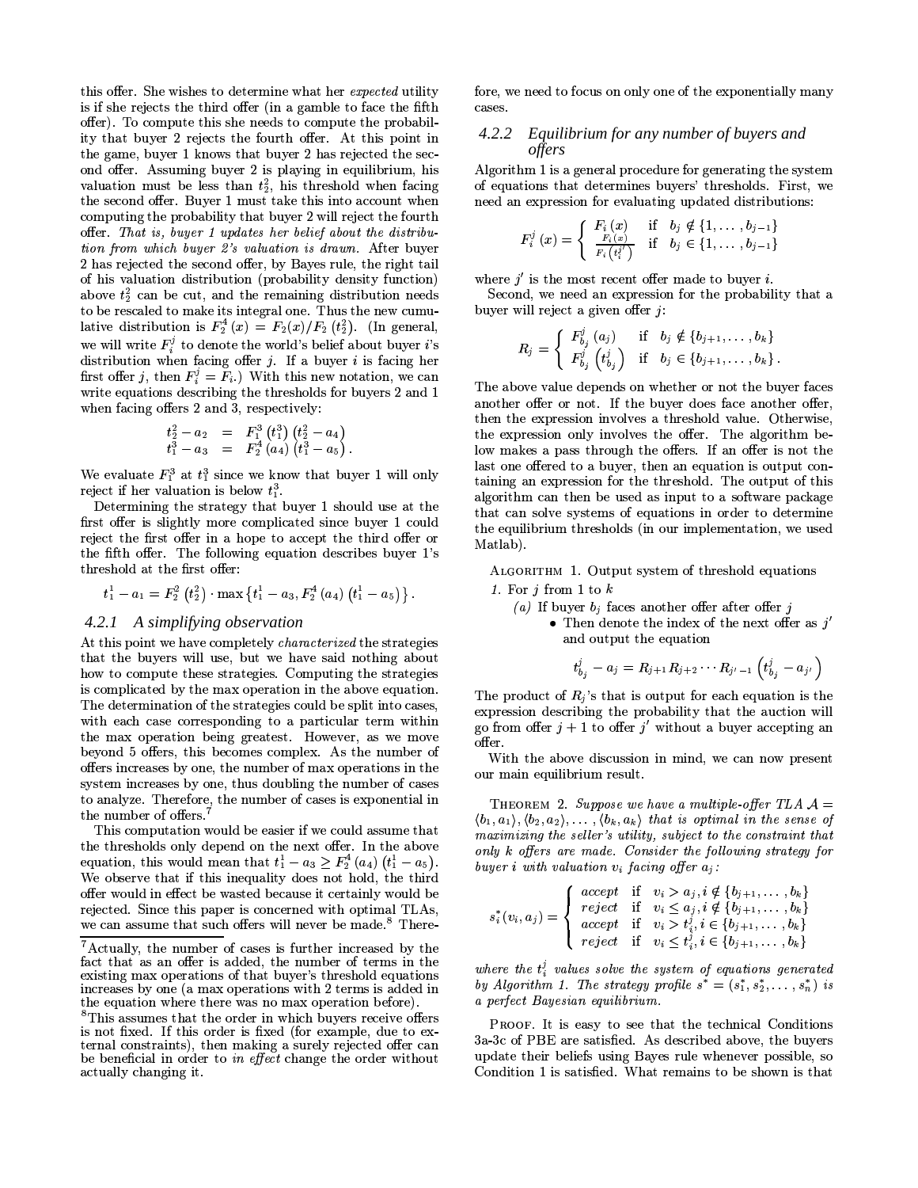this offer. She wishes to determine what her *expected* utility is if she rejects the third offer (in a gamble to face the fifth offer). To compute this she needs to compute the probability that buyer 2 rejects the fourth offer. At this point in the game, buyer 1 knows that buyer 2 has rejected the second offer. Assuming buyer 2 is playing in equilibrium, his valuation must be less than $t_2^2$, his threshold when facing the second offer. Buyer 1 must take this into account when computing the probability that buyer 2 will reject the fourth offer. *That is, buyer 1 updates her belief about the distribution from which buyer 2's valuation is drawn.* After buyer 2 has rejected the second offer, by Bayes rule, the right tail of his valuation distribution (probability density function) above $t_2^2$ can be cut, and the remaining distribution needs to be rescaled to make its integral one. Thus the new cumulative distribution is $F_2^4(x) = F_2(x)/F_2(t_2^2)$. (In general, we will write $F_i^j$ to denote the world's belief about buyer $i$'s distribution when facing offer $j$. If a buyer $i$ is facing her first offer $j$, then $F_i^j = F_i$.) With this new notation, we can write equations describing the thresholds for buyers 2 and 1 when facing offers 2 and 3, respectively:

$$
\begin{aligned}
t_2^2 - a_2 &= F_1^3(t_1^3)(t_2^2 - a_4) \\
t_1^3 - a_3 &= F_2^4(a_4)(t_1^3 - a_5).
\end{aligned}
$$

We evaluate $F_1^3$ at $t_1^3$ since we know that buyer 1 will only reject if her valuation is below $t_1^3$.

Determining the strategy that buyer 1 should use at the first offer is slightly more complicated since buyer 1 could reject the first offer in a hope to accept the third offer or the fifth offer. The following equation describes buyer 1's threshold at the first offer:

$$
t_1^1 - a_1 = F_2^2(t_2^2) \cdot \max\{t_1^1 - a_3, F_2^4(a_4)(t_1^1 - a_5)\}.
$$

### 4.2.1 A simplifying observation

At this point we have completely *characterized* the strategies that the buyers will use, but we have said nothing about how to compute these strategies. Computing the strategies is complicated by the max operation in the above equation. The determination of the strategies could be split into cases, with each case corresponding to a particular term within the max operation being greatest. However, as we move beyond 5 offers, this becomes complex. As the number of offers increases by one, the number of max operations in the system increases by one, thus doubling the number of cases to analyze. Therefore, the number of cases is exponential in the number of offers.[7]

This computation would be easier if we could assume that the thresholds only depend on the next offer. In the above equation, this would mean that $t_1^1 - a_3 \geq F_2^4(a_4)(t_1^1 - a_5)$. We observe that if this inequality does not hold, the third offer would in effect be wasted because it certainly would be rejected. Since this paper is concerned with optimal TLAs, we can assume that such offers will never be made.[8] Therefore, we need to focus on only one of the exponentially many cases.

[7] Actually, the number of cases is further increased by the fact that as an offer is added, the number of terms in the existing max operations of that buyer's threshold equations increases by one (a max operations with 2 terms is added in the equation where there was no max operation before).

[8] This assumes that the order in which buyers receive offers is not fixed. If this order is fixed (for example, due to external constraints), then making a surely rejected offer can be beneficial in order to *in effect* change the order without actually changing it.

### 4.2.2 Equilibrium for any number of buyers and offers

Algorithm 1 is a general procedure for generating the system of equations that determines buyers' thresholds. First, we need an expression for evaluating updated distributions:

$$
F_i^j(x) = \begin{cases} F_i(x) & \text{if} \quad b_j \notin \{1, \ldots, b_{j-1}\} \\ \frac{F_i(x)}{F_i\left(t_i^{j'}\right)} & \text{if} \quad b_j \in \{1, \ldots, b_{j-1}\} \end{cases}
$$

where $j'$ is the most recent offer made to buyer $i$.

Second, we need an expression for the probability that a buyer will reject a given offer $j$:

$$
R_j = \begin{cases} F_{b_j}^j(a_j) & \text{if} \quad b_j \notin \{b_{j+1}, \ldots, b_k\} \\ F_{b_j}^j\left(t_{b_j}^j\right) & \text{if} \quad b_j \in \{b_{j+1}, \ldots, b_k\}. \end{cases}
$$

The above value depends on whether or not the buyer faces another offer or not. If the buyer does face another offer, then the expression involves a threshold value. Otherwise, the expression only involves the offer. The algorithm below makes a pass through the offers. If an offer is not the last one offered to a buyer, then an equation is output containing an expression for the threshold. The output of this algorithm can then be used as input to a software package that can solve systems of equations in order to determine the equilibrium thresholds (in our implementation, we used Matlab).

Algorithm 1. Output system of threshold equations

1. For $j$ from 1 to $k$
   (a) If buyer $b_j$ faces another offer after offer $j$
   - Then denote the index of the next offer as $j'$ and output the equation

$$
t_{b_j}^j - a_j = R_{j+1} R_{j+2} \cdots R_{j'-1}\left(t_{b_j}^j - a_{j'}\right)
$$

The product of $R_j$'s that is output for each equation is the expression describing the probability that the auction will go from offer $j+1$ to offer $j'$ without a buyer accepting an offer.

With the above discussion in mind, we can now present our main equilibrium result.

Theorem 2. *Suppose we have a multiple-offer TLA $\mathcal{A} = \langle b_1, a_1 \rangle, \langle b_2, a_2 \rangle, \ldots, \langle b_k, a_k \rangle$ that is optimal in the sense of maximizing the seller's utility, subject to the constraint that only $k$ offers are made. Consider the following strategy for buyer $i$ with valuation $v_i$ facing offer $a_j$:*

$$
s_i^*(v_i, a_j) = \begin{cases} accept & \text{if} \quad v_i > a_j, i \notin \{b_{j+1}, \ldots, b_k\} \\ reject & \text{if} \quad v_i \leq a_j, i \notin \{b_{j+1}, \ldots, b_k\} \\ accept & \text{if} \quad v_i > t_i^j, i \in \{b_{j+1}, \ldots, b_k\} \\ reject & \text{if} \quad v_i \leq t_i^j, i \in \{b_{j+1}, \ldots, b_k\} \end{cases}
$$

*where the $t_i^j$ values solve the system of equations generated by Algorithm 1. The strategy profile $s^* = (s_1^*, s_2^*, \ldots, s_n^*)$ is a perfect Bayesian equilibrium.*

Proof. It is easy to see that the technical Conditions 3a-3c of PBE are satisfied. As described above, the buyers update their beliefs using Bayes rule whenever possible, so Condition 1 is satisfied. What remains to be shown is that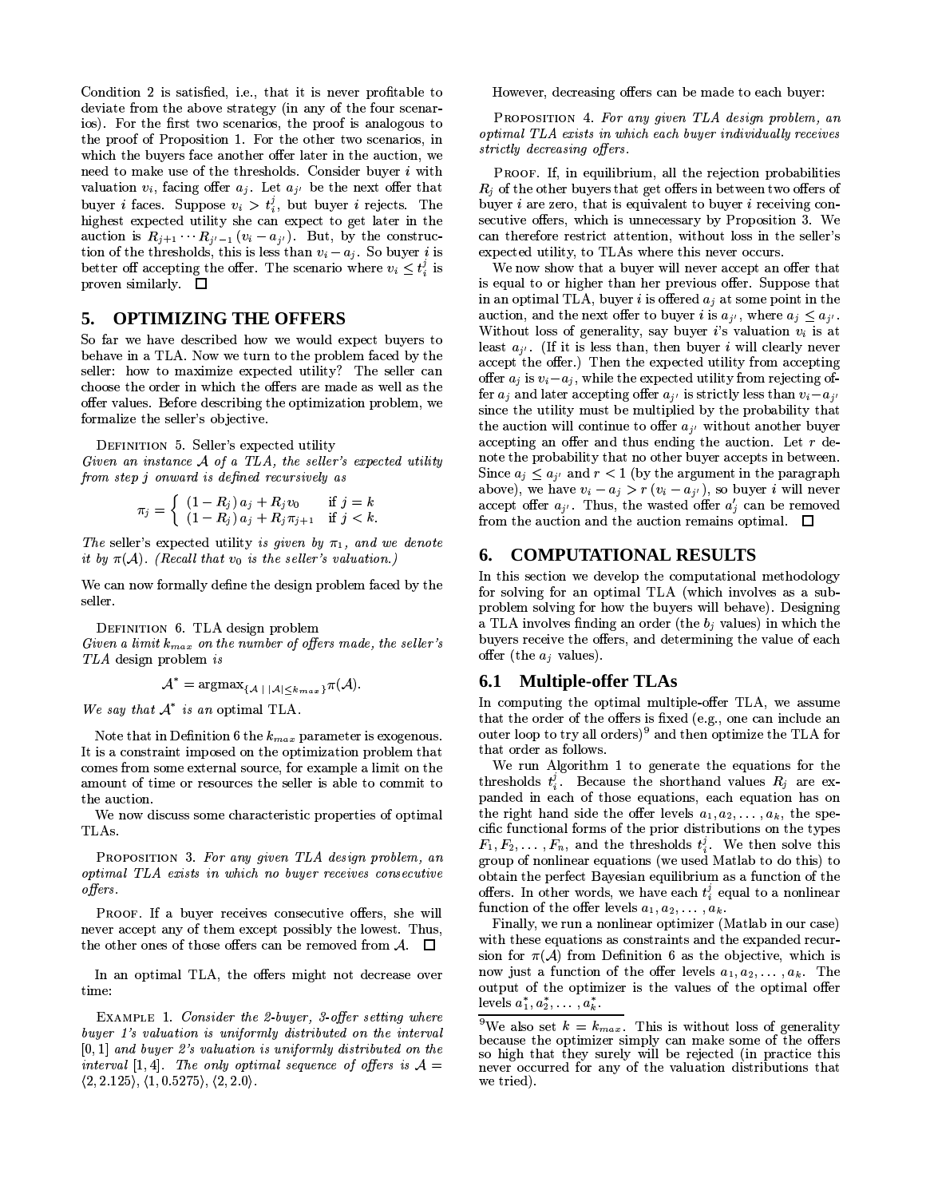Condition 2 is satisfied, i.e., that it is never profitable to deviate from the above strategy (in any of the four scenarios). For the first two scenarios, the proof is analogous to the proof of Proposition 1. For the other two scenarios, in which the buyers face another offer later in the auction, we need to make use of the thresholds. Consider buyer $i$ with valuation $v_i$, facing offer $a_j$. Let $a_{j'}$ be the next offer that buyer $i$ faces. Suppose $v_i > t_i^j$, but buyer $i$ rejects. The highest expected utility she can expect to get later in the auction is $R_{j+1} \cdots R_{j'-1}(v_i - a_{j'})$. But, by the construction of the thresholds, this is less than $v_i - a_j$. So buyer $i$ is better off accepting the offer. The scenario where $v_i \leq t_i^j$ is proven similarly. □

## 5. OPTIMIZING THE OFFERS

So far we have described how we would expect buyers to behave in a TLA. Now we turn to the problem faced by the seller: how to maximize expected utility? The seller can choose the order in which the offers are made as well as the offer values. Before describing the optimization problem, we formalize the seller's objective.

Definition 5. Seller's expected utility
*Given an instance $\mathcal{A}$ of a TLA, the seller's expected utility from step $j$ onward is defined recursively as*

$$\pi_j = \begin{cases} (1 - R_j)\, a_j + R_j v_0 & \text{if } j = k \\ (1 - R_j)\, a_j + R_j \pi_{j+1} & \text{if } j < k. \end{cases}$$

*The* seller's expected utility *is given by $\pi_1$, and we denote it by $\pi(\mathcal{A})$. (Recall that $v_0$ is the seller's valuation.)*

We can now formally define the design problem faced by the seller.

Definition 6. TLA design problem
*Given a limit $k_{max}$ on the number of offers made, the seller's TLA* design problem *is*

$$\mathcal{A}^* = \text{argmax}_{\{\mathcal{A} \mid |\mathcal{A}| \leq k_{max}\}} \pi(\mathcal{A}).$$

*We say that $\mathcal{A}^*$ is an* optimal TLA.

Note that in Definition 6 the $k_{max}$ parameter is exogenous. It is a constraint imposed on the optimization problem that comes from some external source, for example a limit on the amount of time or resources the seller is able to commit to the auction.

We now discuss some characteristic properties of optimal TLAs.

Proposition 3. *For any given TLA design problem, an optimal TLA exists in which no buyer receives consecutive offers.*

Proof. If a buyer receives consecutive offers, she will never accept any of them except possibly the lowest. Thus, the other ones of those offers can be removed from $\mathcal{A}$. □

In an optimal TLA, the offers might not decrease over time:

Example 1. *Consider the 2-buyer, 3-offer setting where buyer 1's valuation is uniformly distributed on the interval $[0, 1]$ and buyer 2's valuation is uniformly distributed on the interval $[1, 4]$. The only optimal sequence of offers is $\mathcal{A} = \langle 2, 2.125\rangle, \langle 1, 0.5275\rangle, \langle 2, 2.0\rangle$.*

However, decreasing offers can be made to each buyer:

Proposition 4. *For any given TLA design problem, an optimal TLA exists in which each buyer individually receives strictly decreasing offers.*

Proof. If, in equilibrium, all the rejection probabilities $R_j$ of the other buyers that get offers in between two offers of buyer $i$ are zero, that is equivalent to buyer $i$ receiving consecutive offers, which is unnecessary by Proposition 3. We can therefore restrict attention, without loss in the seller's expected utility, to TLAs where this never occurs.

We now show that a buyer will never accept an offer that is equal to or higher than her previous offer. Suppose that in an optimal TLA, buyer $i$ is offered $a_j$ at some point in the auction, and the next offer to buyer $i$ is $a_{j'}$, where $a_j \leq a_{j'}$. Without loss of generality, say buyer $i$'s valuation $v_i$ is at least $a_{j'}$. (If it is less than, then buyer $i$ will clearly never accept the offer.) Then the expected utility from accepting offer $a_j$ is $v_i - a_j$, while the expected utility from rejecting offer $a_j$ and later accepting offer $a_{j'}$ is strictly less than $v_i - a_{j'}$ since the utility must be multiplied by the probability that the auction will continue to offer $a_{j'}$ without another buyer accepting an offer and thus ending the auction. Let $r$ denote the probability that no other buyer accepts in between. Since $a_j \leq a_{j'}$ and $r < 1$ (by the argument in the paragraph above), we have $v_i - a_j > r\,(v_i - a_{j'})$, so buyer $i$ will never accept offer $a_{j'}$. Thus, the wasted offer $a'_j$ can be removed from the auction and the auction remains optimal. □

## 6. COMPUTATIONAL RESULTS

In this section we develop the computational methodology for solving for an optimal TLA (which involves as a subproblem solving for how the buyers will behave). Designing a TLA involves finding an order (the $b_j$ values) in which the buyers receive the offers, and determining the value of each offer (the $a_j$ values).

### 6.1 Multiple-offer TLAs

In computing the optimal multiple-offer TLA, we assume that the order of the offers is fixed (e.g., one can include an outer loop to try all orders)[9] and then optimize the TLA for that order as follows.

We run Algorithm 1 to generate the equations for the thresholds $t_i^j$. Because the shorthand values $R_j$ are expanded in each of those equations, each equation has on the right hand side the offer levels $a_1, a_2, \ldots, a_k$, the specific functional forms of the prior distributions on the types $F_1, F_2, \ldots, F_n$, and the thresholds $t_i^j$. We then solve this group of nonlinear equations (we used Matlab to do this) to obtain the perfect Bayesian equilibrium as a function of the offers. In other words, we have each $t_i^j$ equal to a nonlinear function of the offer levels $a_1, a_2, \ldots, a_k$.

Finally, we run a nonlinear optimizer (Matlab in our case) with these equations as constraints and the expanded recursion for $\pi(\mathcal{A})$ from Definition 6 as the objective, which is now just a function of the offer levels $a_1, a_2, \ldots, a_k$. The output of the optimizer is the values of the optimal offer levels $a_1^*, a_2^*, \ldots, a_k^*$.

[9] We also set $k = k_{max}$. This is without loss of generality because the optimizer simply can make some of the offers so high that they surely will be rejected (in practice this never occurred for any of the valuation distributions that we tried).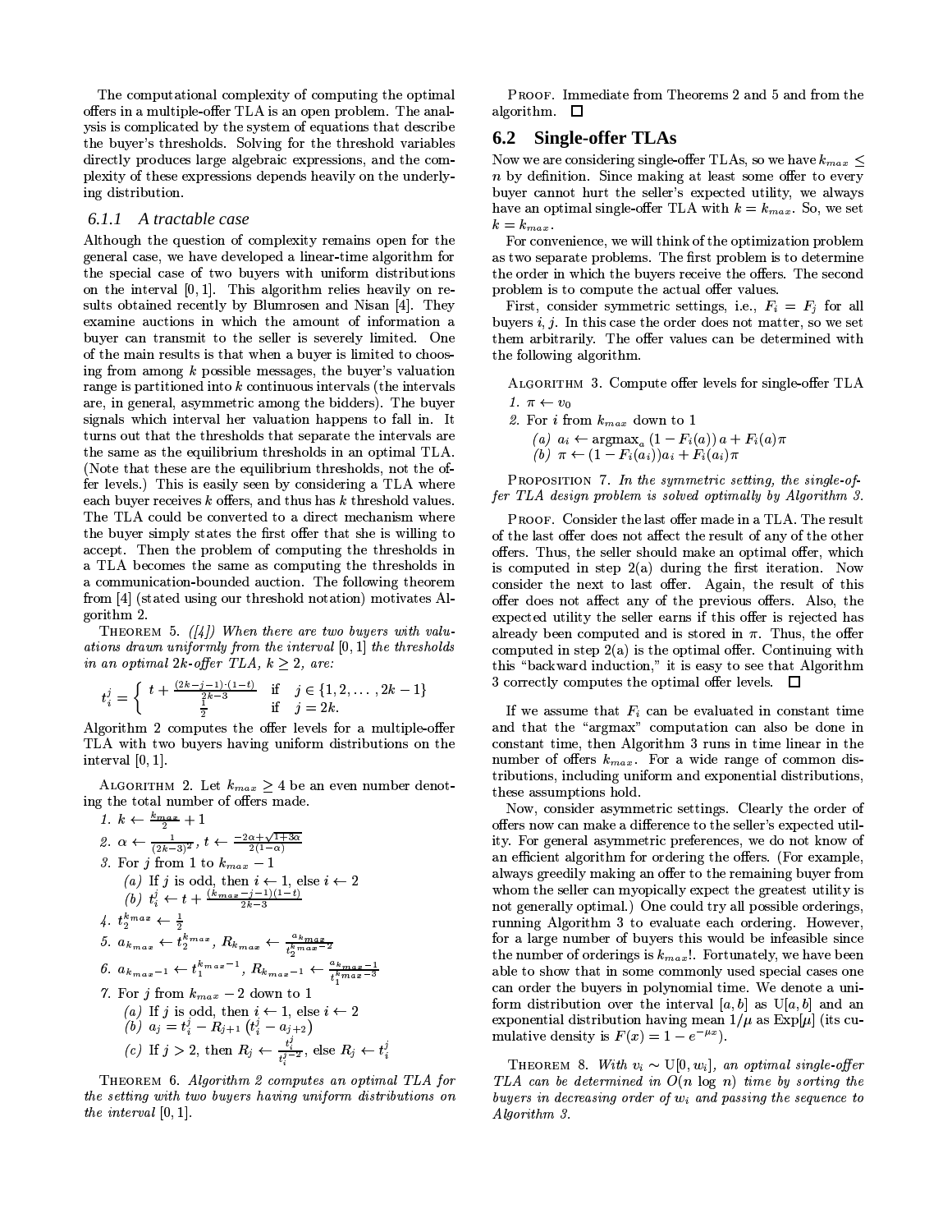The computational complexity of computing the optimal offers in a multiple-offer TLA is an open problem. The analysis is complicated by the system of equations that describe the buyer's thresholds. Solving for the threshold variables directly produces large algebraic expressions, and the complexity of these expressions depends heavily on the underlying distribution.

#### 6.1.1 A tractable case

Although the question of complexity remains open for the general case, we have developed a linear-time algorithm for the special case of two buyers with uniform distributions on the interval $[0, 1]$. This algorithm relies heavily on results obtained recently by Blumrosen and Nisan [4]. They examine auctions in which the amount of information a buyer can transmit to the seller is severely limited. One of the main results is that when a buyer is limited to choosing from among $k$ possible messages, the buyer's valuation range is partitioned into $k$ continuous intervals (the intervals are, in general, asymmetric among the bidders). The buyer signals which interval her valuation happens to fall in. It turns out that the thresholds that separate the intervals are the same as the equilibrium thresholds in an optimal TLA. (Note that these are the equilibrium thresholds, not the offer levels.) This is easily seen by considering a TLA where each buyer receives $k$ offers, and thus has $k$ threshold values. The TLA could be converted to a direct mechanism where the buyer simply states the first offer that she is willing to accept. Then the problem of computing the thresholds in a TLA becomes the same as computing the thresholds in a communication-bounded auction. The following theorem from [4] (stated using our threshold notation) motivates Algorithm 2.

THEOREM 5. *([4]) When there are two buyers with valuations drawn uniformly from the interval $[0, 1]$ the thresholds in an optimal $2k$-offer TLA, $k \geq 2$, are:*

$$t_i^j = \begin{cases} t + \frac{(2k-j-1)\cdot(1-t)}{2k-3} & \text{if } j \in \{1, 2, \ldots, 2k-1\} \\ \frac{1}{2} & \text{if } j = 2k. \end{cases}$$

Algorithm 2 computes the offer levels for a multiple-offer TLA with two buyers having uniform distributions on the interval $[0, 1]$.

ALGORITHM 2. Let $k_{max} \geq 4$ be an even number denoting the total number of offers made.

1. $k \leftarrow \frac{k_{max}}{2} + 1$
2. $\alpha \leftarrow \frac{1}{(2k-3)^2}$, $t \leftarrow \frac{-2\alpha+\sqrt{1+3\alpha}}{2(1-\alpha)}$
3. For $j$ from 1 to $k_{max} - 1$
   (a) If $j$ is odd, then $i \leftarrow 1$, else $i \leftarrow 2$
   (b) $t_i^j \leftarrow t + \frac{(k_{max}-j-1)(1-t)}{2k-3}$
4. $t_2^{k_{max}} \leftarrow \frac{1}{2}$
5. $a_{k_{max}} \leftarrow t_2^{k_{max}}$, $R_{k_{max}} \leftarrow \frac{a_{k_{max}}}{t_2^{k_{max}-2}}$
6. $a_{k_{max}-1} \leftarrow t_1^{k_{max}-1}$, $R_{k_{max}-1} \leftarrow \frac{a_{k_{max}-1}}{t_1^{k_{max}-3}}$
7. For $j$ from $k_{max} - 2$ down to 1
   (a) If $j$ is odd, then $i \leftarrow 1$, else $i \leftarrow 2$
   (b) $a_j = t_i^j - R_{j+1}\left(t_i^j - a_{j+2}\right)$
   (c) If $j > 2$, then $R_j \leftarrow \frac{t_i^j}{t_i^{j-2}}$, else $R_j \leftarrow t_i^j$

THEOREM 6. *Algorithm 2 computes an optimal TLA for the setting with two buyers having uniform distributions on the interval $[0, 1]$.*

PROOF. Immediate from Theorems 2 and 5 and from the algorithm. □

## 6.2 Single-offer TLAs

Now we are considering single-offer TLAs, so we have $k_{max} \leq n$ by definition. Since making at least some offer to every buyer cannot hurt the seller's expected utility, we always have an optimal single-offer TLA with $k = k_{max}$. So, we set $k = k_{max}$.

For convenience, we will think of the optimization problem as two separate problems. The first problem is to determine the order in which the buyers receive the offers. The second problem is to compute the actual offer values.

First, consider symmetric settings, i.e., $F_i = F_j$ for all buyers $i, j$. In this case the order does not matter, so we set them arbitrarily. The offer values can be determined with the following algorithm.

ALGORITHM 3. Compute offer levels for single-offer TLA

1. $\pi \leftarrow v_0$
2. For $i$ from $k_{max}$ down to 1
   (a) $a_i \leftarrow \text{argmax}_a\,(1 - F_i(a))\,a + F_i(a)\pi$
   (b) $\pi \leftarrow (1 - F_i(a_i))a_i + F_i(a_i)\pi$

PROPOSITION 7. *In the symmetric setting, the single-offer TLA design problem is solved optimally by Algorithm 3.*

PROOF. Consider the last offer made in a TLA. The result of the last offer does not affect the result of any of the other offers. Thus, the seller should make an optimal offer, which is computed in step 2(a) during the first iteration. Now consider the next to last offer. Again, the result of this offer does not affect any of the previous offers. Also, the expected utility the seller earns if this offer is rejected has already been computed and is stored in $\pi$. Thus, the offer computed in step 2(a) is the optimal offer. Continuing with this "backward induction," it is easy to see that Algorithm 3 correctly computes the optimal offer levels. □

If we assume that $F_i$ can be evaluated in constant time and that the "argmax" computation can also be done in constant time, then Algorithm 3 runs in time linear in the number of offers $k_{max}$. For a wide range of common distributions, including uniform and exponential distributions, these assumptions hold.

Now, consider asymmetric settings. Clearly the order of offers now can make a difference to the seller's expected utility. For general asymmetric preferences, we do not know of an efficient algorithm for ordering the offers. (For example, always greedily making an offer to the remaining buyer from whom the seller can myopically expect the greatest utility is not generally optimal.) One could try all possible orderings, running Algorithm 3 to evaluate each ordering. However, for a large number of buyers this would be infeasible since the number of orderings is $k_{max}!$. Fortunately, we have been able to show that in some commonly used special cases one can order the buyers in polynomial time. We denote a uniform distribution over the interval $[a, b]$ as $\text{U}[a, b]$ and an exponential distribution having mean $1/\mu$ as $\text{Exp}[\mu]$ (its cumulative density is $F(x) = 1 - e^{-\mu x}$).

THEOREM 8. *With $v_i \sim \text{U}[0, w_i]$, an optimal single-offer TLA can be determined in $O(n \log n)$ time by sorting the buyers in decreasing order of $w_i$ and passing the sequence to Algorithm 3.*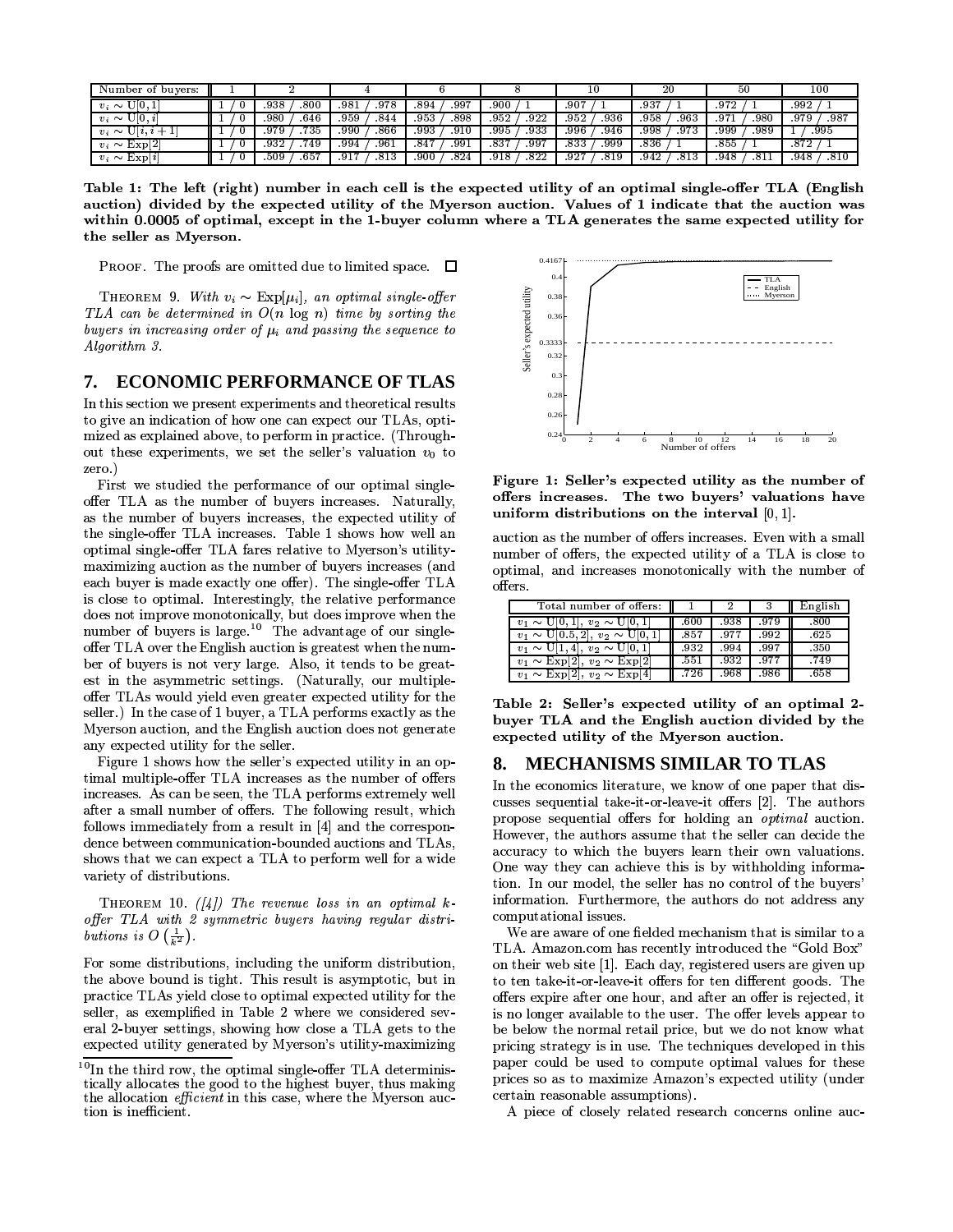| Number of buyers: | 1 | 2 | 4 | 6 | 8 | 10 | 20 | 50 | 100 |
|---|---|---|---|---|---|---|---|---|---|
| $v_i \sim$ U[0, 1] | 1 / 0 | .938 / .800 | .981 / .978 | .894 / .997 | .900 / 1 | .907 / 1 | .937 / 1 | .972 / 1 | .992 / 1 |
| $v_i \sim$ U[0, $i$] | 1 / 0 | .980 / .646 | .959 / .844 | .953 / .898 | .952 / .922 | .952 / .936 | .958 / .963 | .971 / .980 | .979 / .987 |
| $v_i \sim$ U[$i, i+1$] | 1 / 0 | .979 / .735 | .990 / .866 | .993 / .910 | .995 / .933 | .996 / .946 | .998 / .973 | .999 / .989 | 1 / .995 |
| $v_i \sim$ Exp[2] | 1 / 0 | .932 / .749 | .994 / .961 | .847 / .991 | .837 / .997 | .833 / .999 | .836 / 1 | .855 / 1 | .872 / 1 |
| $v_i \sim$ Exp[$i$] | 1 / 0 | .509 / .657 | .917 / .813 | .900 / .824 | .918 / .822 | .927 / .819 | .942 / .813 | .948 / .811 | .948 / .810 |

**Table 1: The left (right) number in each cell is the expected utility of an optimal single-offer TLA (English auction) divided by the expected utility of the Myerson auction. Values of 1 indicate that the auction was within 0.0005 of optimal, except in the 1-buyer column where a TLA generates the same expected utility for the seller as Myerson.**

PROOF. The proofs are omitted due to limited space. □

THEOREM 9. *With $v_i \sim \text{Exp}[\mu_i]$, an optimal single-offer TLA can be determined in $O(n \log n)$ time by sorting the buyers in increasing order of $\mu_i$ and passing the sequence to Algorithm 3.*

## 7. ECONOMIC PERFORMANCE OF TLAS

In this section we present experiments and theoretical results to give an indication of how one can expect our TLAs, optimized as explained above, to perform in practice. (Throughout these experiments, we set the seller's valuation $v_0$ to zero.)

First we studied the performance of our optimal single-offer TLA as the number of buyers increases. Naturally, as the number of buyers increases, the expected utility of the single-offer TLA increases. Table 1 shows how well an optimal single-offer TLA fares relative to Myerson's utility-maximizing auction as the number of buyers increases (and each buyer is made exactly one offer). The single-offer TLA is close to optimal. Interestingly, the relative performance does not improve monotonically, but does improve when the number of buyers is large.[10] The advantage of our single-offer TLA over the English auction is greatest when the number of buyers is not very large. Also, it tends to be greatest in the asymmetric settings. (Naturally, our multiple-offer TLAs would yield even greater expected utility for the seller.) In the case of 1 buyer, a TLA performs exactly as the Myerson auction, and the English auction does not generate any expected utility for the seller.

Figure 1 shows how the seller's expected utility in an optimal multiple-offer TLA increases as the number of offers increases. As can be seen, the TLA performs extremely well after a small number of offers. The following result, which follows immediately from a result in [4] and the correspondence between communication-bounded auctions and TLAs, shows that we can expect a TLA to perform well for a wide variety of distributions.

THEOREM 10. *([4]) The revenue loss in an optimal $k$-offer TLA with 2 symmetric buyers having regular distributions is $O\left(\frac{1}{k^2}\right)$.*

For some distributions, including the uniform distribution, the above bound is tight. This result is asymptotic, but in practice TLAs yield close to optimal expected utility for the seller, as exemplified in Table 2 where we considered several 2-buyer settings, showing how close a TLA gets to the expected utility generated by Myerson's utility-maximizing auction as the number of offers increases. Even with a small number of offers, the expected utility of a TLA is close to optimal, and increases monotonically with the number of offers.

[10] In the third row, the optimal single-offer TLA deterministically allocates the good to the highest buyer, thus making the allocation *efficient* in this case, where the Myerson auction is inefficient.

**Figure 1: Seller's expected utility as the number of offers increases. The two buyers' valuations have uniform distributions on the interval [0, 1].**

| Total number of offers: | 1 | 2 | 3 | English |
|---|---|---|---|---|
| $v_1 \sim$ U[0, 1], $v_2 \sim$ U[0, 1] | .600 | .938 | .979 | .800 |
| $v_1 \sim$ U[0.5, 2], $v_2 \sim$ U[0, 1] | .857 | .977 | .992 | .625 |
| $v_1 \sim$ U[1, 4], $v_2 \sim$ U[0, 1] | .932 | .994 | .997 | .350 |
| $v_1 \sim$ Exp[2], $v_2 \sim$ Exp[2] | .551 | .932 | .977 | .749 |
| $v_1 \sim$ Exp[2], $v_2 \sim$ Exp[4] | .726 | .968 | .986 | .658 |

**Table 2: Seller's expected utility of an optimal 2-buyer TLA and the English auction divided by the expected utility of the Myerson auction.**

## 8. MECHANISMS SIMILAR TO TLAS

In the economics literature, we know of one paper that discusses sequential take-it-or-leave-it offers [2]. The authors propose sequential offers for holding an *optimal* auction. However, the authors assume that the seller can decide the accuracy to which the buyers learn their own valuations. One way they can achieve this is by withholding information. In our model, the seller has no control of the buyers' information. Furthermore, the authors do not address any computational issues.

We are aware of one fielded mechanism that is similar to a TLA. Amazon.com has recently introduced the "Gold Box" on their web site [1]. Each day, registered users are given up to ten take-it-or-leave-it offers for ten different goods. The offers expire after one hour, and after an offer is rejected, it is no longer available to the user. The offer levels appear to be below the normal retail price, but we do not know what pricing strategy is in use. The techniques developed in this paper could be used to compute optimal values for these prices so as to maximize Amazon's expected utility (under certain reasonable assumptions).

A piece of closely related research concerns online auc-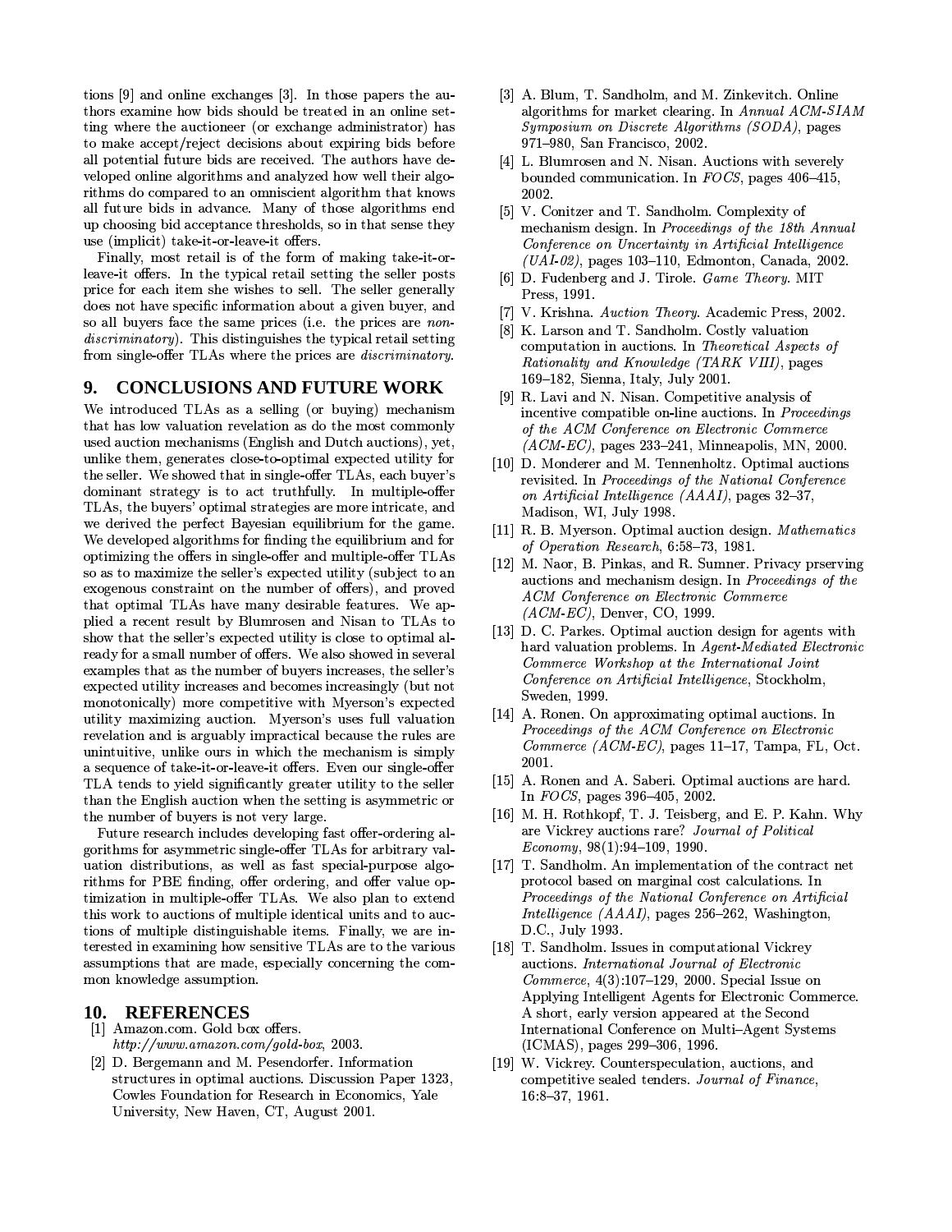tions [9] and online exchanges [3]. In those papers the authors examine how bids should be treated in an online setting where the auctioneer (or exchange administrator) has to make accept/reject decisions about expiring bids before all potential future bids are received. The authors have developed online algorithms and analyzed how well their algorithms do compared to an omniscient algorithm that knows all future bids in advance. Many of those algorithms end up choosing bid acceptance thresholds, so in that sense they use (implicit) take-it-or-leave-it offers.

Finally, most retail is of the form of making take-it-or-leave-it offers. In the typical retail setting the seller posts price for each item she wishes to sell. The seller generally does not have specific information about a given buyer, and so all buyers face the same prices (i.e. the prices are *non-discriminatory*). This distinguishes the typical retail setting from single-offer TLAs where the prices are *discriminatory*.

## 9. CONCLUSIONS AND FUTURE WORK

We introduced TLAs as a selling (or buying) mechanism that has low valuation revelation as do the most commonly used auction mechanisms (English and Dutch auctions), yet, unlike them, generates close-to-optimal expected utility for the seller. We showed that in single-offer TLAs, each buyer's dominant strategy is to act truthfully. In multiple-offer TLAs, the buyers' optimal strategies are more intricate, and we derived the perfect Bayesian equilibrium for the game. We developed algorithms for finding the equilibrium and for optimizing the offers in single-offer and multiple-offer TLAs so as to maximize the seller's expected utility (subject to an exogenous constraint on the number of offers), and proved that optimal TLAs have many desirable features. We applied a recent result by Blumrosen and Nisan to TLAs to show that the seller's expected utility is close to optimal already for a small number of offers. We also showed in several examples that as the number of buyers increases, the seller's expected utility increases and becomes increasingly (but not monotonically) more competitive with Myerson's expected utility maximizing auction. Myerson's uses full valuation revelation and is arguably impractical because the rules are unintuitive, unlike ours in which the mechanism is simply a sequence of take-it-or-leave-it offers. Even our single-offer TLA tends to yield significantly greater utility to the seller than the English auction when the setting is asymmetric or the number of buyers is not very large.

Future research includes developing fast offer-ordering algorithms for asymmetric single-offer TLAs for arbitrary valuation distributions, as well as fast special-purpose algorithms for PBE finding, offer ordering, and offer value optimization in multiple-offer TLAs. We also plan to extend this work to auctions of multiple identical units and to auctions of multiple distinguishable items. Finally, we are interested in examining how sensitive TLAs are to the various assumptions that are made, especially concerning the common knowledge assumption.

## 10. REFERENCES

[1] Amazon.com. Gold box offers. *http://www.amazon.com/gold-box*, 2003.

[2] D. Bergemann and M. Pesendorfer. Information structures in optimal auctions. Discussion Paper 1323, Cowles Foundation for Research in Economics, Yale University, New Haven, CT, August 2001.

[3] A. Blum, T. Sandholm, and M. Zinkevitch. Online algorithms for market clearing. In *Annual ACM-SIAM Symposium on Discrete Algorithms (SODA)*, pages 971–980, San Francisco, 2002.

[4] L. Blumrosen and N. Nisan. Auctions with severely bounded communication. In *FOCS*, pages 406–415, 2002.

[5] V. Conitzer and T. Sandholm. Complexity of mechanism design. In *Proceedings of the 18th Annual Conference on Uncertainty in Artificial Intelligence (UAI-02)*, pages 103–110, Edmonton, Canada, 2002.

[6] D. Fudenberg and J. Tirole. *Game Theory*. MIT Press, 1991.

[7] V. Krishna. *Auction Theory*. Academic Press, 2002.

[8] K. Larson and T. Sandholm. Costly valuation computation in auctions. In *Theoretical Aspects of Rationality and Knowledge (TARK VIII)*, pages 169–182, Sienna, Italy, July 2001.

[9] R. Lavi and N. Nisan. Competitive analysis of incentive compatible on-line auctions. In *Proceedings of the ACM Conference on Electronic Commerce (ACM-EC)*, pages 233–241, Minneapolis, MN, 2000.

[10] D. Monderer and M. Tennenholtz. Optimal auctions revisited. In *Proceedings of the National Conference on Artificial Intelligence (AAAI)*, pages 32–37, Madison, WI, July 1998.

[11] R. B. Myerson. Optimal auction design. *Mathematics of Operation Research*, 6:58–73, 1981.

[12] M. Naor, B. Pinkas, and R. Sumner. Privacy prserving auctions and mechanism design. In *Proceedings of the ACM Conference on Electronic Commerce (ACM-EC)*, Denver, CO, 1999.

[13] D. C. Parkes. Optimal auction design for agents with hard valuation problems. In *Agent-Mediated Electronic Commerce Workshop at the International Joint Conference on Artificial Intelligence*, Stockholm, Sweden, 1999.

[14] A. Ronen. On approximating optimal auctions. In *Proceedings of the ACM Conference on Electronic Commerce (ACM-EC)*, pages 11–17, Tampa, FL, Oct. 2001.

[15] A. Ronen and A. Saberi. Optimal auctions are hard. In *FOCS*, pages 396–405, 2002.

[16] M. H. Rothkopf, T. J. Teisberg, and E. P. Kahn. Why are Vickrey auctions rare? *Journal of Political Economy*, 98(1):94–109, 1990.

[17] T. Sandholm. An implementation of the contract net protocol based on marginal cost calculations. In *Proceedings of the National Conference on Artificial Intelligence (AAAI)*, pages 256–262, Washington, D.C., July 1993.

[18] T. Sandholm. Issues in computational Vickrey auctions. *International Journal of Electronic Commerce*, 4(3):107–129, 2000. Special Issue on Applying Intelligent Agents for Electronic Commerce. A short, early version appeared at the Second International Conference on Multi–Agent Systems (ICMAS), pages 299–306, 1996.

[19] W. Vickrey. Counterspeculation, auctions, and competitive sealed tenders. *Journal of Finance*, 16:8–37, 1961.